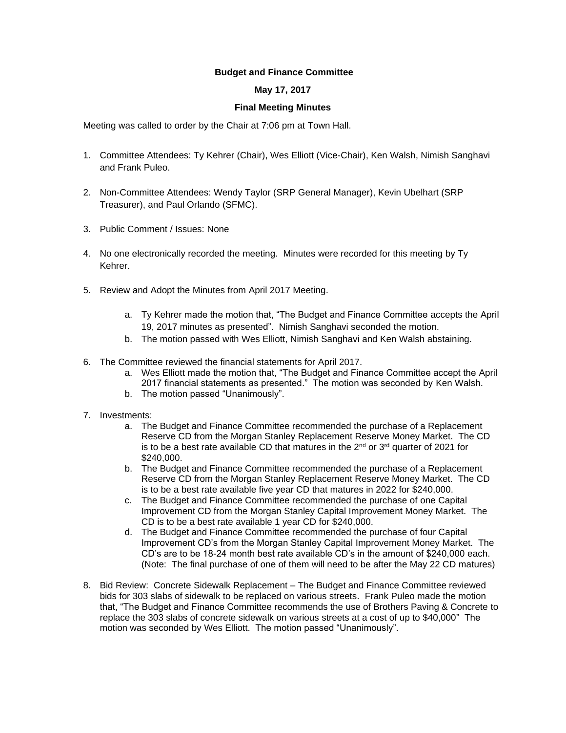**Budget and Finance Committee**

**May 17, 2017**

**Final Meeting Minutes**

Meeting was called to order by the Chair at 7:06 pm at Town Hall.

1. Committee Attendees: Ty Kehrer (Chair), Wes Elliott (Vice-Chair), Ken Walsh, Nimish Sanghavi and Frank Puleo.

2. Non-Committee Attendees: Wendy Taylor (SRP General Manager), Kevin Ubelhart (SRP Treasurer), and Paul Orlando (SFMC).

3. Public Comment / Issues: None

4. No one electronically recorded the meeting. Minutes were recorded for this meeting by Ty Kehrer.

5. Review and Adopt the Minutes from April 2017 Meeting.

    a. Ty Kehrer made the motion that, "The Budget and Finance Committee accepts the April 19, 2017 minutes as presented". Nimish Sanghavi seconded the motion.
    b. The motion passed with Wes Elliott, Nimish Sanghavi and Ken Walsh abstaining.

6. The Committee reviewed the financial statements for April 2017.
    a. Wes Elliott made the motion that, "The Budget and Finance Committee accept the April 2017 financial statements as presented." The motion was seconded by Ken Walsh.
    b. The motion passed "Unanimously".

7. Investments:
    a. The Budget and Finance Committee recommended the purchase of a Replacement Reserve CD from the Morgan Stanley Replacement Reserve Money Market. The CD is to be a best rate available CD that matures in the 2nd or 3rd quarter of 2021 for $240,000.
    b. The Budget and Finance Committee recommended the purchase of a Replacement Reserve CD from the Morgan Stanley Replacement Reserve Money Market. The CD is to be a best rate available five year CD that matures in 2022 for $240,000.
    c. The Budget and Finance Committee recommended the purchase of one Capital Improvement CD from the Morgan Stanley Capital Improvement Money Market. The CD is to be a best rate available 1 year CD for $240,000.
    d. The Budget and Finance Committee recommended the purchase of four Capital Improvement CD's from the Morgan Stanley Capital Improvement Money Market. The CD's are to be 18-24 month best rate available CD's in the amount of $240,000 each. (Note: The final purchase of one of them will need to be after the May 22 CD matures)

8. Bid Review: Concrete Sidewalk Replacement – The Budget and Finance Committee reviewed bids for 303 slabs of sidewalk to be replaced on various streets. Frank Puleo made the motion that, "The Budget and Finance Committee recommends the use of Brothers Paving & Concrete to replace the 303 slabs of concrete sidewalk on various streets at a cost of up to $40,000" The motion was seconded by Wes Elliott. The motion passed "Unanimously".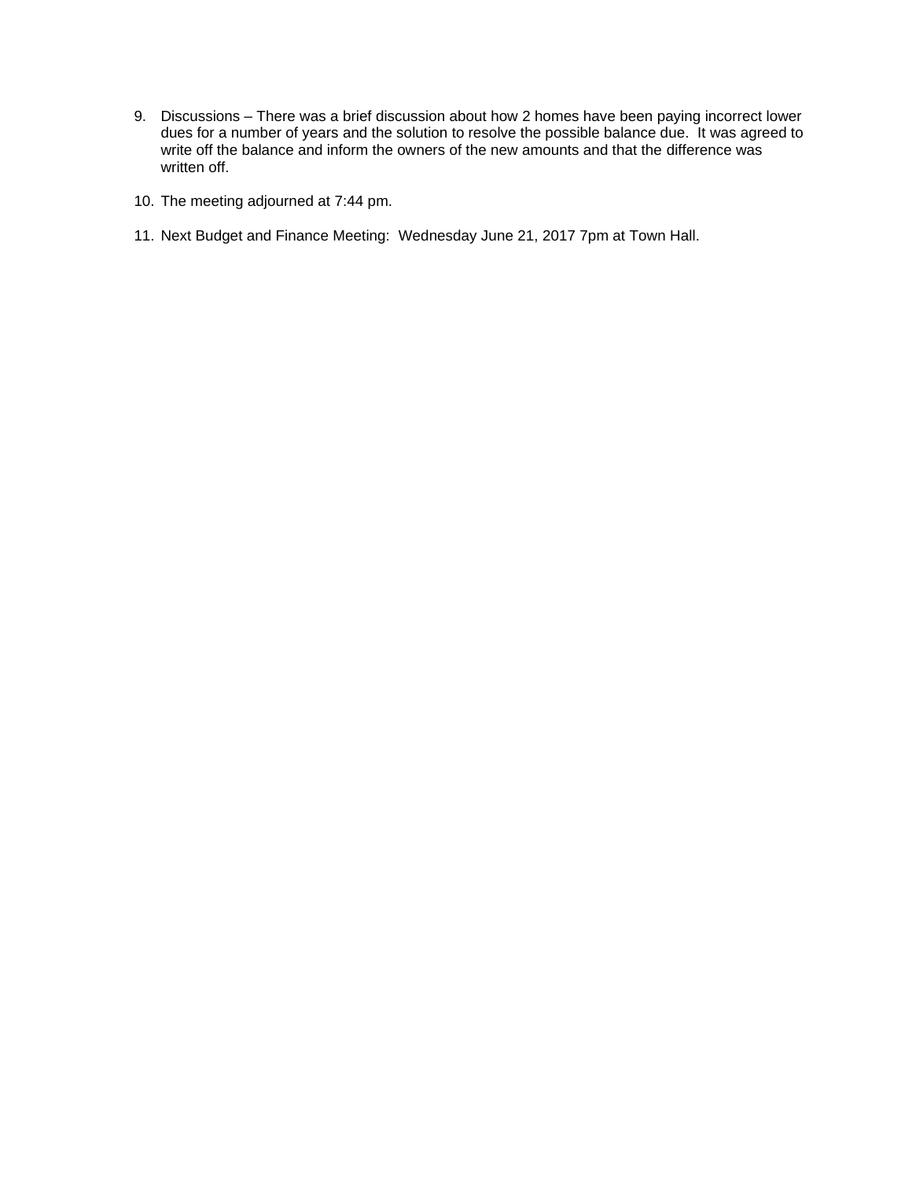9. Discussions – There was a brief discussion about how 2 homes have been paying incorrect lower dues for a number of years and the solution to resolve the possible balance due. It was agreed to write off the balance and inform the owners of the new amounts and that the difference was written off.

10. The meeting adjourned at 7:44 pm.

11. Next Budget and Finance Meeting: Wednesday June 21, 2017 7pm at Town Hall.